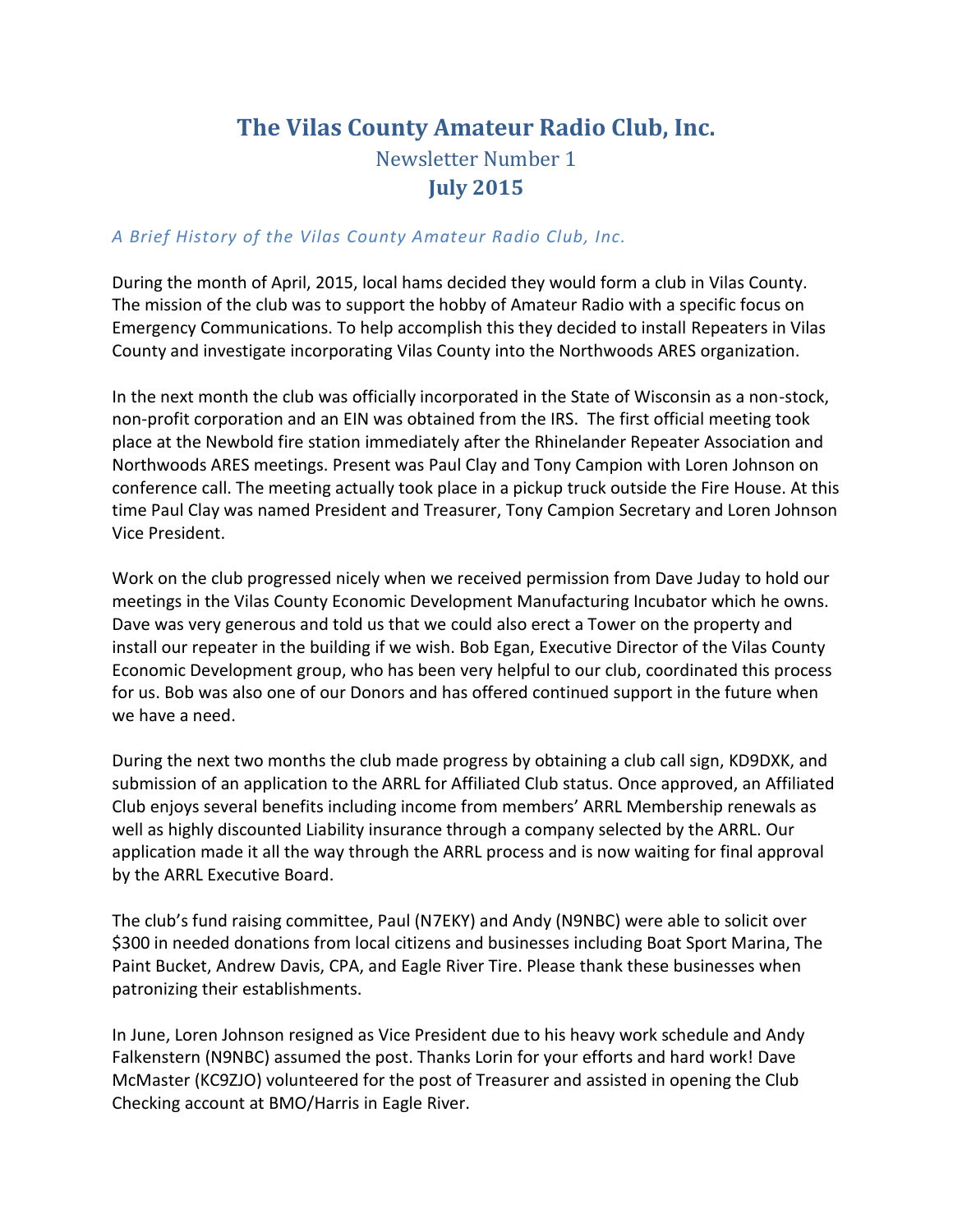# The Vilas County Amateur Radio Club, Inc.

## Newsletter Number 1

## July 2015

*A Brief History of the Vilas County Amateur Radio Club, Inc.*

During the month of April, 2015, local hams decided they would form a club in Vilas County. The mission of the club was to support the hobby of Amateur Radio with a specific focus on Emergency Communications. To help accomplish this they decided to install Repeaters in Vilas County and investigate incorporating Vilas County into the Northwoods ARES organization.

In the next month the club was officially incorporated in the State of Wisconsin as a non-stock, non-profit corporation and an EIN was obtained from the IRS. The first official meeting took place at the Newbold fire station immediately after the Rhinelander Repeater Association and Northwoods ARES meetings. Present was Paul Clay and Tony Campion with Loren Johnson on conference call. The meeting actually took place in a pickup truck outside the Fire House. At this time Paul Clay was named President and Treasurer, Tony Campion Secretary and Loren Johnson Vice President.

Work on the club progressed nicely when we received permission from Dave Juday to hold our meetings in the Vilas County Economic Development Manufacturing Incubator which he owns. Dave was very generous and told us that we could also erect a Tower on the property and install our repeater in the building if we wish. Bob Egan, Executive Director of the Vilas County Economic Development group, who has been very helpful to our club, coordinated this process for us. Bob was also one of our Donors and has offered continued support in the future when we have a need.

During the next two months the club made progress by obtaining a club call sign, KD9DXK, and submission of an application to the ARRL for Affiliated Club status. Once approved, an Affiliated Club enjoys several benefits including income from members' ARRL Membership renewals as well as highly discounted Liability insurance through a company selected by the ARRL. Our application made it all the way through the ARRL process and is now waiting for final approval by the ARRL Executive Board.

The club's fund raising committee, Paul (N7EKY) and Andy (N9NBC) were able to solicit over $300 in needed donations from local citizens and businesses including Boat Sport Marina, The Paint Bucket, Andrew Davis, CPA, and Eagle River Tire. Please thank these businesses when patronizing their establishments.

In June, Loren Johnson resigned as Vice President due to his heavy work schedule and Andy Falkenstern (N9NBC) assumed the post. Thanks Lorin for your efforts and hard work! Dave McMaster (KC9ZJO) volunteered for the post of Treasurer and assisted in opening the Club Checking account at BMO/Harris in Eagle River.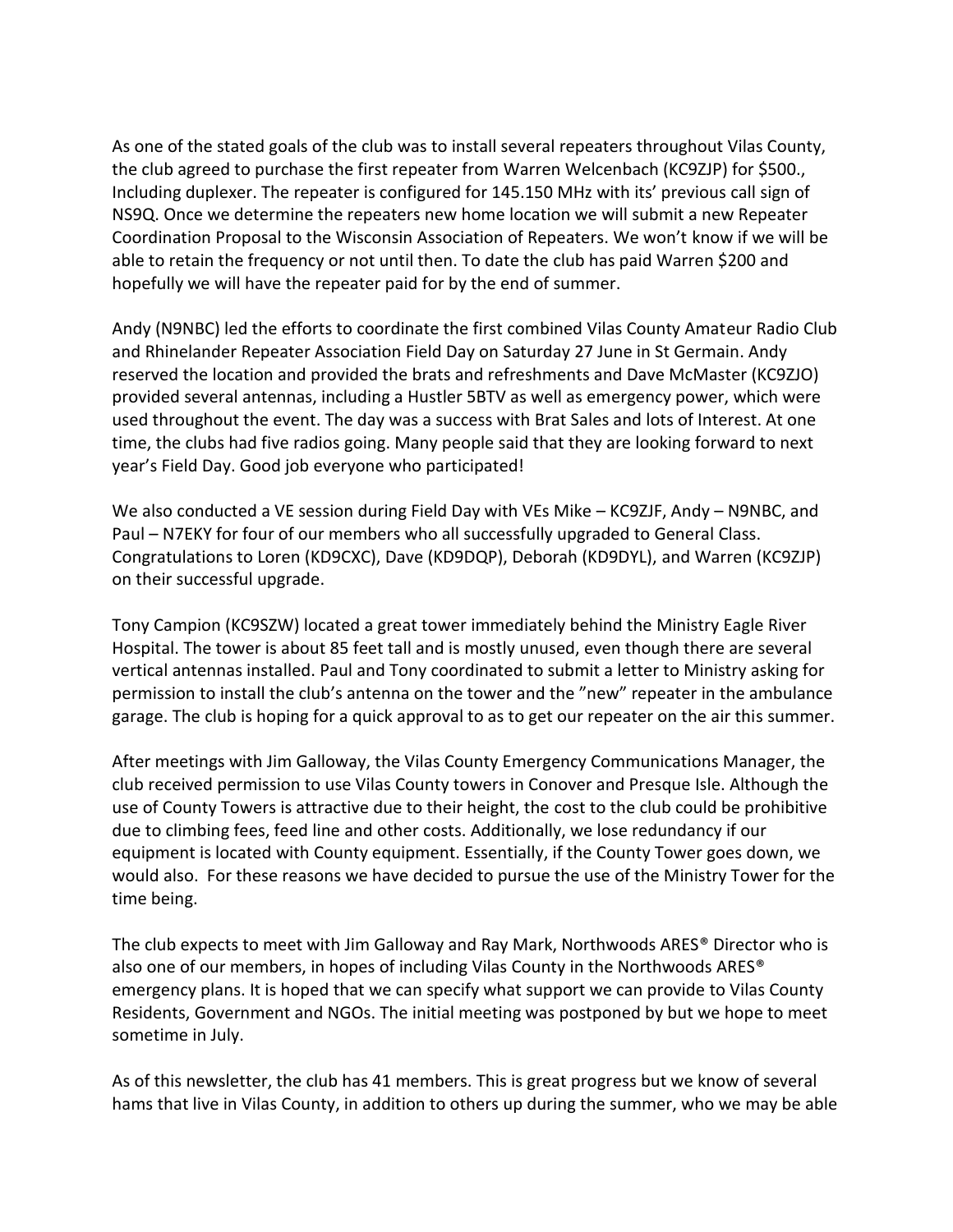As one of the stated goals of the club was to install several repeaters throughout Vilas County, the club agreed to purchase the first repeater from Warren Welcenbach (KC9ZJP) for $500., Including duplexer. The repeater is configured for 145.150 MHz with its' previous call sign of NS9Q. Once we determine the repeaters new home location we will submit a new Repeater Coordination Proposal to the Wisconsin Association of Repeaters. We won't know if we will be able to retain the frequency or not until then. To date the club has paid Warren $200 and hopefully we will have the repeater paid for by the end of summer.

Andy (N9NBC) led the efforts to coordinate the first combined Vilas County Amateur Radio Club and Rhinelander Repeater Association Field Day on Saturday 27 June in St Germain. Andy reserved the location and provided the brats and refreshments and Dave McMaster (KC9ZJO) provided several antennas, including a Hustler 5BTV as well as emergency power, which were used throughout the event. The day was a success with Brat Sales and lots of Interest. At one time, the clubs had five radios going. Many people said that they are looking forward to next year's Field Day. Good job everyone who participated!

We also conducted a VE session during Field Day with VEs Mike – KC9ZJF, Andy – N9NBC, and Paul – N7EKY for four of our members who all successfully upgraded to General Class. Congratulations to Loren (KD9CXC), Dave (KD9DQP), Deborah (KD9DYL), and Warren (KC9ZJP) on their successful upgrade.

Tony Campion (KC9SZW) located a great tower immediately behind the Ministry Eagle River Hospital. The tower is about 85 feet tall and is mostly unused, even though there are several vertical antennas installed. Paul and Tony coordinated to submit a letter to Ministry asking for permission to install the club's antenna on the tower and the "new" repeater in the ambulance garage. The club is hoping for a quick approval to as to get our repeater on the air this summer.

After meetings with Jim Galloway, the Vilas County Emergency Communications Manager, the club received permission to use Vilas County towers in Conover and Presque Isle. Although the use of County Towers is attractive due to their height, the cost to the club could be prohibitive due to climbing fees, feed line and other costs. Additionally, we lose redundancy if our equipment is located with County equipment. Essentially, if the County Tower goes down, we would also. For these reasons we have decided to pursue the use of the Ministry Tower for the time being.

The club expects to meet with Jim Galloway and Ray Mark, Northwoods ARES® Director who is also one of our members, in hopes of including Vilas County in the Northwoods ARES® emergency plans. It is hoped that we can specify what support we can provide to Vilas County Residents, Government and NGOs. The initial meeting was postponed by but we hope to meet sometime in July.

As of this newsletter, the club has 41 members. This is great progress but we know of several hams that live in Vilas County, in addition to others up during the summer, who we may be able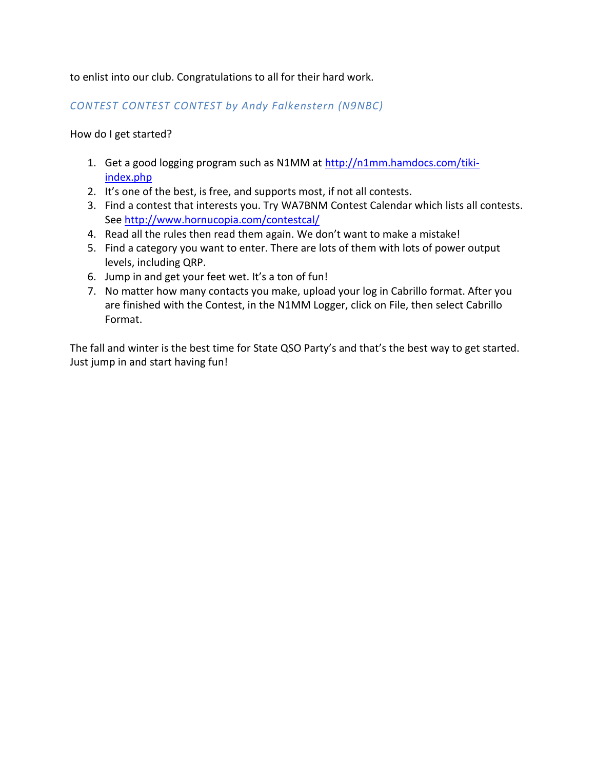to enlist into our club. Congratulations to all for their hard work.

### *CONTEST CONTEST CONTEST by Andy Falkenstern (N9NBC)*

How do I get started?

1. Get a good logging program such as N1MM at http://n1mm.hamdocs.com/tiki-index.php
2. It's one of the best, is free, and supports most, if not all contests.
3. Find a contest that interests you. Try WA7BNM Contest Calendar which lists all contests. See http://www.hornucopia.com/contestcal/
4. Read all the rules then read them again. We don't want to make a mistake!
5. Find a category you want to enter. There are lots of them with lots of power output levels, including QRP.
6. Jump in and get your feet wet. It's a ton of fun!
7. No matter how many contacts you make, upload your log in Cabrillo format. After you are finished with the Contest, in the N1MM Logger, click on File, then select Cabrillo Format.

The fall and winter is the best time for State QSO Party's and that's the best way to get started. Just jump in and start having fun!